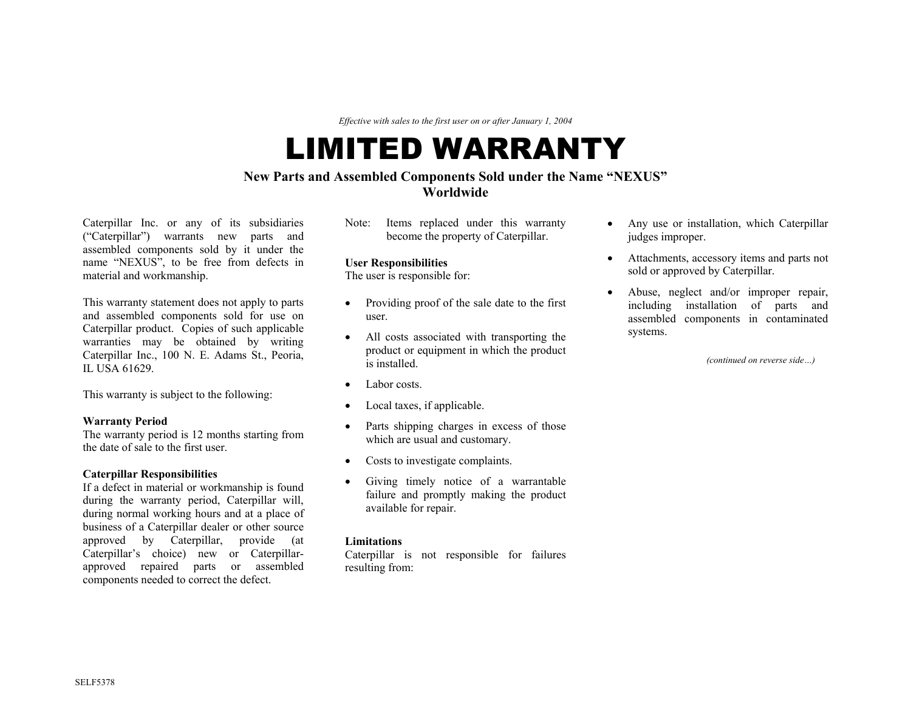*Effective with sales to the first user on or after January 1, 2004*

# LIMITED WARRANTY

### New Parts and Assembled Components Sold under the Name "NEXUS"
### Worldwide

Caterpillar Inc. or any of its subsidiaries ("Caterpillar") warrants new parts and assembled components sold by it under the name "NEXUS", to be free from defects in material and workmanship.

This warranty statement does not apply to parts and assembled components sold for use on Caterpillar product. Copies of such applicable warranties may be obtained by writing Caterpillar Inc., 100 N. E. Adams St., Peoria, IL USA 61629.

This warranty is subject to the following:

**Warranty Period**
The warranty period is 12 months starting from the date of sale to the first user.

**Caterpillar Responsibilities**
If a defect in material or workmanship is found during the warranty period, Caterpillar will, during normal working hours and at a place of business of a Caterpillar dealer or other source approved by Caterpillar, provide (at Caterpillar's choice) new or Caterpillar-approved repaired parts or assembled components needed to correct the defect.

Note: Items replaced under this warranty become the property of Caterpillar.

**User Responsibilities**
The user is responsible for:

- Providing proof of the sale date to the first user.
- All costs associated with transporting the product or equipment in which the product is installed.
- Labor costs.
- Local taxes, if applicable.
- Parts shipping charges in excess of those which are usual and customary.
- Costs to investigate complaints.
- Giving timely notice of a warrantable failure and promptly making the product available for repair.

**Limitations**
Caterpillar is not responsible for failures resulting from:

- Any use or installation, which Caterpillar judges improper.
- Attachments, accessory items and parts not sold or approved by Caterpillar.
- Abuse, neglect and/or improper repair, including installation of parts and assembled components in contaminated systems.

*(continued on reverse side…)*

SELF5378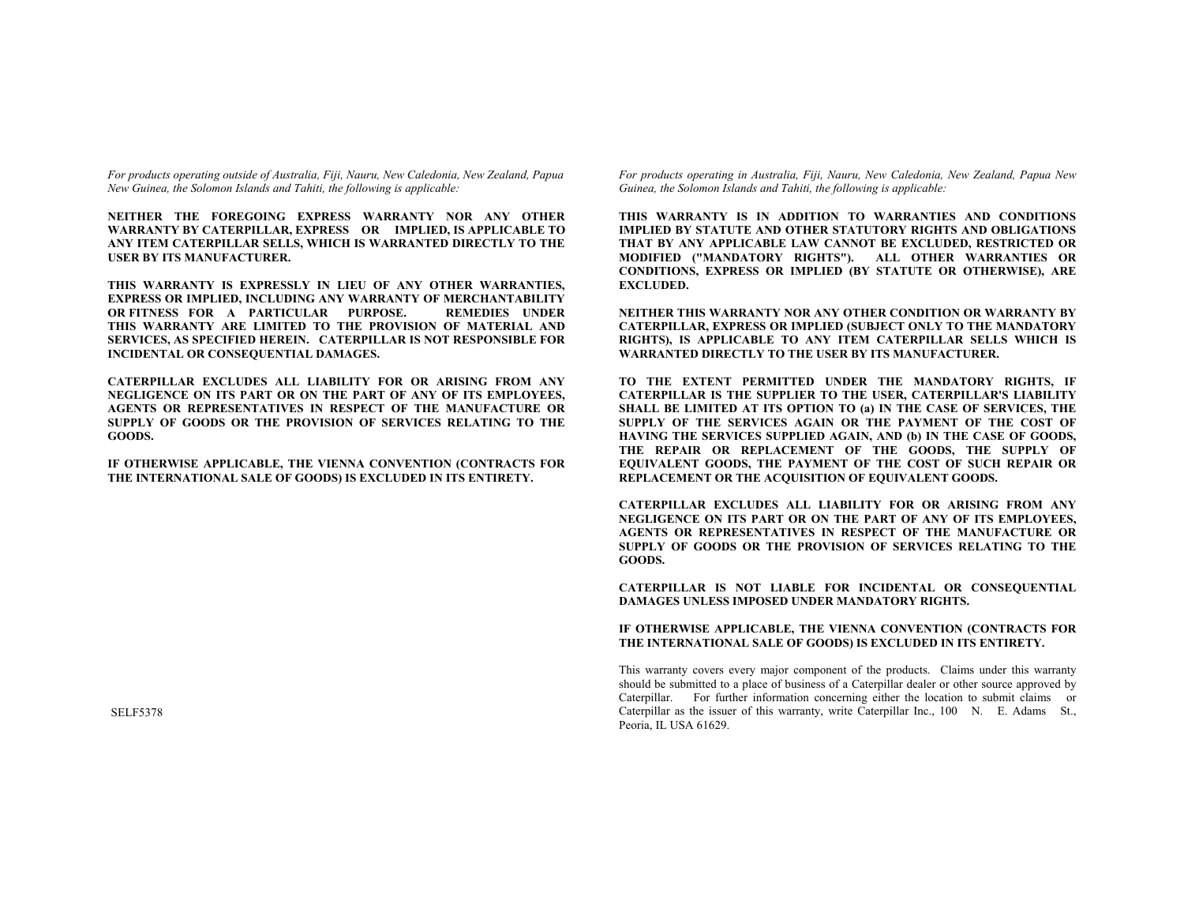*For products operating outside of Australia, Fiji, Nauru, New Caledonia, New Zealand, Papua New Guinea, the Solomon Islands and Tahiti, the following is applicable:*

**NEITHER THE FOREGOING EXPRESS WARRANTY NOR ANY OTHER WARRANTY BY CATERPILLAR, EXPRESS OR IMPLIED, IS APPLICABLE TO ANY ITEM CATERPILLAR SELLS, WHICH IS WARRANTED DIRECTLY TO THE USER BY ITS MANUFACTURER.**

**THIS WARRANTY IS EXPRESSLY IN LIEU OF ANY OTHER WARRANTIES, EXPRESS OR IMPLIED, INCLUDING ANY WARRANTY OF MERCHANTABILITY OR FITNESS FOR A PARTICULAR PURPOSE. REMEDIES UNDER THIS WARRANTY ARE LIMITED TO THE PROVISION OF MATERIAL AND SERVICES, AS SPECIFIED HEREIN. CATERPILLAR IS NOT RESPONSIBLE FOR INCIDENTAL OR CONSEQUENTIAL DAMAGES.**

**CATERPILLAR EXCLUDES ALL LIABILITY FOR OR ARISING FROM ANY NEGLIGENCE ON ITS PART OR ON THE PART OF ANY OF ITS EMPLOYEES, AGENTS OR REPRESENTATIVES IN RESPECT OF THE MANUFACTURE OR SUPPLY OF GOODS OR THE PROVISION OF SERVICES RELATING TO THE GOODS.**

**IF OTHERWISE APPLICABLE, THE VIENNA CONVENTION (CONTRACTS FOR THE INTERNATIONAL SALE OF GOODS) IS EXCLUDED IN ITS ENTIRETY.**

SELF5378

*For products operating in Australia, Fiji, Nauru, New Caledonia, New Zealand, Papua New Guinea, the Solomon Islands and Tahiti, the following is applicable:*

**THIS WARRANTY IS IN ADDITION TO WARRANTIES AND CONDITIONS IMPLIED BY STATUTE AND OTHER STATUTORY RIGHTS AND OBLIGATIONS THAT BY ANY APPLICABLE LAW CANNOT BE EXCLUDED, RESTRICTED OR MODIFIED ("MANDATORY RIGHTS"). ALL OTHER WARRANTIES OR CONDITIONS, EXPRESS OR IMPLIED (BY STATUTE OR OTHERWISE), ARE EXCLUDED.**

**NEITHER THIS WARRANTY NOR ANY OTHER CONDITION OR WARRANTY BY CATERPILLAR, EXPRESS OR IMPLIED (SUBJECT ONLY TO THE MANDATORY RIGHTS), IS APPLICABLE TO ANY ITEM CATERPILLAR SELLS WHICH IS WARRANTED DIRECTLY TO THE USER BY ITS MANUFACTURER.**

**TO THE EXTENT PERMITTED UNDER THE MANDATORY RIGHTS, IF CATERPILLAR IS THE SUPPLIER TO THE USER, CATERPILLAR'S LIABILITY SHALL BE LIMITED AT ITS OPTION TO (a) IN THE CASE OF SERVICES, THE SUPPLY OF THE SERVICES AGAIN OR THE PAYMENT OF THE COST OF HAVING THE SERVICES SUPPLIED AGAIN, AND (b) IN THE CASE OF GOODS, THE REPAIR OR REPLACEMENT OF THE GOODS, THE SUPPLY OF EQUIVALENT GOODS, THE PAYMENT OF THE COST OF SUCH REPAIR OR REPLACEMENT OR THE ACQUISITION OF EQUIVALENT GOODS.**

**CATERPILLAR EXCLUDES ALL LIABILITY FOR OR ARISING FROM ANY NEGLIGENCE ON ITS PART OR ON THE PART OF ANY OF ITS EMPLOYEES, AGENTS OR REPRESENTATIVES IN RESPECT OF THE MANUFACTURE OR SUPPLY OF GOODS OR THE PROVISION OF SERVICES RELATING TO THE GOODS.**

**CATERPILLAR IS NOT LIABLE FOR INCIDENTAL OR CONSEQUENTIAL DAMAGES UNLESS IMPOSED UNDER MANDATORY RIGHTS.**

**IF OTHERWISE APPLICABLE, THE VIENNA CONVENTION (CONTRACTS FOR THE INTERNATIONAL SALE OF GOODS) IS EXCLUDED IN ITS ENTIRETY.**

This warranty covers every major component of the products. Claims under this warranty should be submitted to a place of business of a Caterpillar dealer or other source approved by Caterpillar. For further information concerning either the location to submit claims or Caterpillar as the issuer of this warranty, write Caterpillar Inc., 100 N. E. Adams St., Peoria, IL USA 61629.